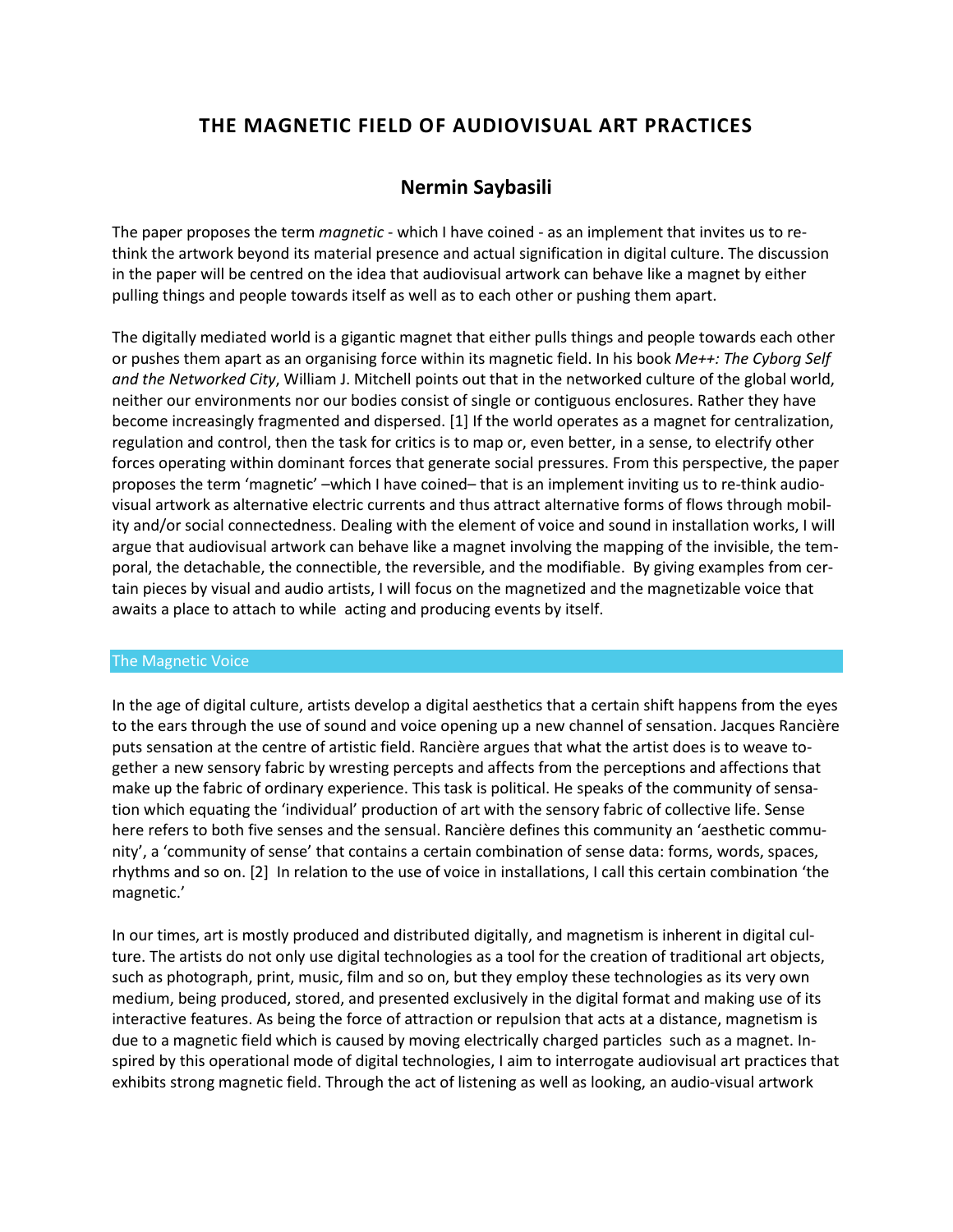# THE MAGNETIC FIELD OF AUDIOVISUAL ART PRACTICES

## Nermin Saybasili

The paper proposes the term *magnetic* - which I have coined - as an implement that invites us to re-think the artwork beyond its material presence and actual signification in digital culture. The discussion in the paper will be centred on the idea that audiovisual artwork can behave like a magnet by either pulling things and people towards itself as well as to each other or pushing them apart.

The digitally mediated world is a gigantic magnet that either pulls things and people towards each other or pushes them apart as an organising force within its magnetic field. In his book *Me++: The Cyborg Self and the Networked City*, William J. Mitchell points out that in the networked culture of the global world, neither our environments nor our bodies consist of single or contiguous enclosures. Rather they have become increasingly fragmented and dispersed. [1] If the world operates as a magnet for centralization, regulation and control, then the task for critics is to map or, even better, in a sense, to electrify other forces operating within dominant forces that generate social pressures. From this perspective, the paper proposes the term 'magnetic' –which I have coined– that is an implement inviting us to re-think audio-visual artwork as alternative electric currents and thus attract alternative forms of flows through mobility and/or social connectedness. Dealing with the element of voice and sound in installation works, I will argue that audiovisual artwork can behave like a magnet involving the mapping of the invisible, the temporal, the detachable, the connectible, the reversible, and the modifiable. By giving examples from certain pieces by visual and audio artists, I will focus on the magnetized and the magnetizable voice that awaits a place to attach to while acting and producing events by itself.

### The Magnetic Voice

In the age of digital culture, artists develop a digital aesthetics that a certain shift happens from the eyes to the ears through the use of sound and voice opening up a new channel of sensation. Jacques Rancière puts sensation at the centre of artistic field. Rancière argues that what the artist does is to weave together a new sensory fabric by wresting percepts and affects from the perceptions and affections that make up the fabric of ordinary experience. This task is political. He speaks of the community of sensation which equating the 'individual' production of art with the sensory fabric of collective life. Sense here refers to both five senses and the sensual. Rancière defines this community an 'aesthetic community', a 'community of sense' that contains a certain combination of sense data: forms, words, spaces, rhythms and so on. [2] In relation to the use of voice in installations, I call this certain combination 'the magnetic.'

In our times, art is mostly produced and distributed digitally, and magnetism is inherent in digital culture. The artists do not only use digital technologies as a tool for the creation of traditional art objects, such as photograph, print, music, film and so on, but they employ these technologies as its very own medium, being produced, stored, and presented exclusively in the digital format and making use of its interactive features. As being the force of attraction or repulsion that acts at a distance, magnetism is due to a magnetic field which is caused by moving electrically charged particles such as a magnet. Inspired by this operational mode of digital technologies, I aim to interrogate audiovisual art practices that exhibits strong magnetic field. Through the act of listening as well as looking, an audio-visual artwork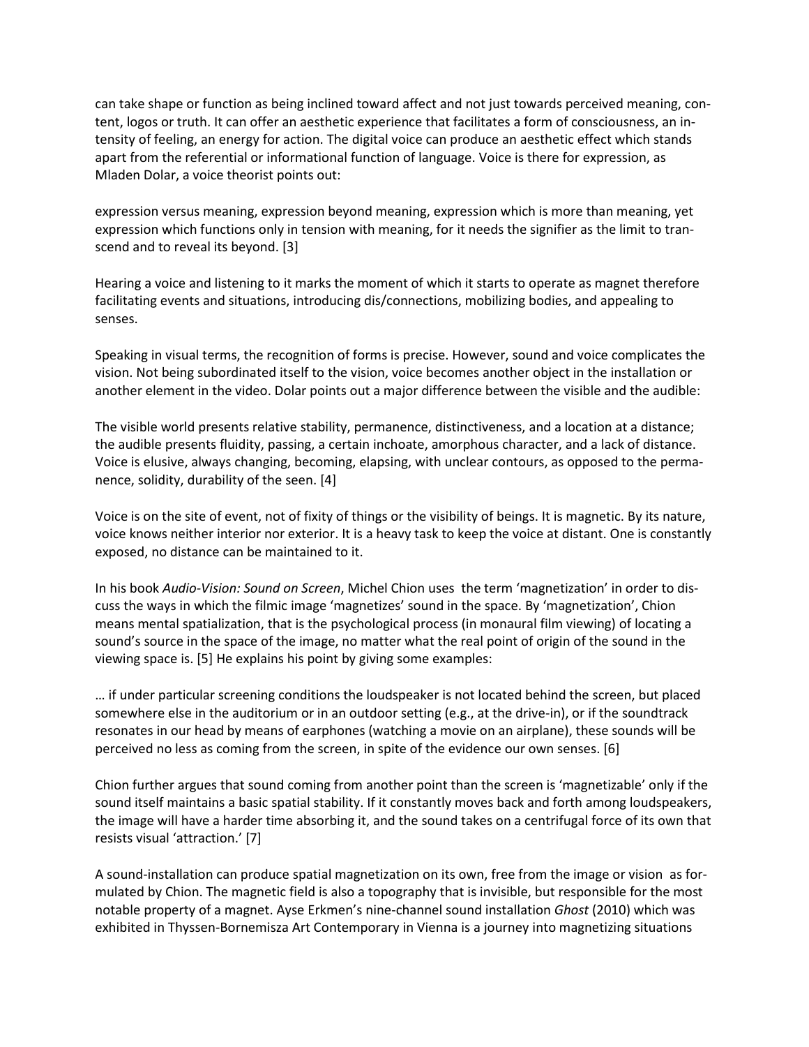can take shape or function as being inclined toward affect and not just towards perceived meaning, content, logos or truth. It can offer an aesthetic experience that facilitates a form of consciousness, an intensity of feeling, an energy for action. The digital voice can produce an aesthetic effect which stands apart from the referential or informational function of language. Voice is there for expression, as Mladen Dolar, a voice theorist points out:

expression versus meaning, expression beyond meaning, expression which is more than meaning, yet expression which functions only in tension with meaning, for it needs the signifier as the limit to transcend and to reveal its beyond. [3]

Hearing a voice and listening to it marks the moment of which it starts to operate as magnet therefore facilitating events and situations, introducing dis/connections, mobilizing bodies, and appealing to senses.

Speaking in visual terms, the recognition of forms is precise. However, sound and voice complicates the vision. Not being subordinated itself to the vision, voice becomes another object in the installation or another element in the video. Dolar points out a major difference between the visible and the audible:

The visible world presents relative stability, permanence, distinctiveness, and a location at a distance; the audible presents fluidity, passing, a certain inchoate, amorphous character, and a lack of distance. Voice is elusive, always changing, becoming, elapsing, with unclear contours, as opposed to the permanence, solidity, durability of the seen. [4]

Voice is on the site of event, not of fixity of things or the visibility of beings. It is magnetic. By its nature, voice knows neither interior nor exterior. It is a heavy task to keep the voice at distant. One is constantly exposed, no distance can be maintained to it.

In his book *Audio-Vision: Sound on Screen*, Michel Chion uses the term 'magnetization' in order to discuss the ways in which the filmic image 'magnetizes' sound in the space. By 'magnetization', Chion means mental spatialization, that is the psychological process (in monaural film viewing) of locating a sound's source in the space of the image, no matter what the real point of origin of the sound in the viewing space is. [5] He explains his point by giving some examples:

… if under particular screening conditions the loudspeaker is not located behind the screen, but placed somewhere else in the auditorium or in an outdoor setting (e.g., at the drive-in), or if the soundtrack resonates in our head by means of earphones (watching a movie on an airplane), these sounds will be perceived no less as coming from the screen, in spite of the evidence our own senses. [6]

Chion further argues that sound coming from another point than the screen is 'magnetizable' only if the sound itself maintains a basic spatial stability. If it constantly moves back and forth among loudspeakers, the image will have a harder time absorbing it, and the sound takes on a centrifugal force of its own that resists visual 'attraction.' [7]

A sound-installation can produce spatial magnetization on its own, free from the image or vision as formulated by Chion. The magnetic field is also a topography that is invisible, but responsible for the most notable property of a magnet. Ayse Erkmen's nine-channel sound installation *Ghost* (2010) which was exhibited in Thyssen-Bornemisza Art Contemporary in Vienna is a journey into magnetizing situations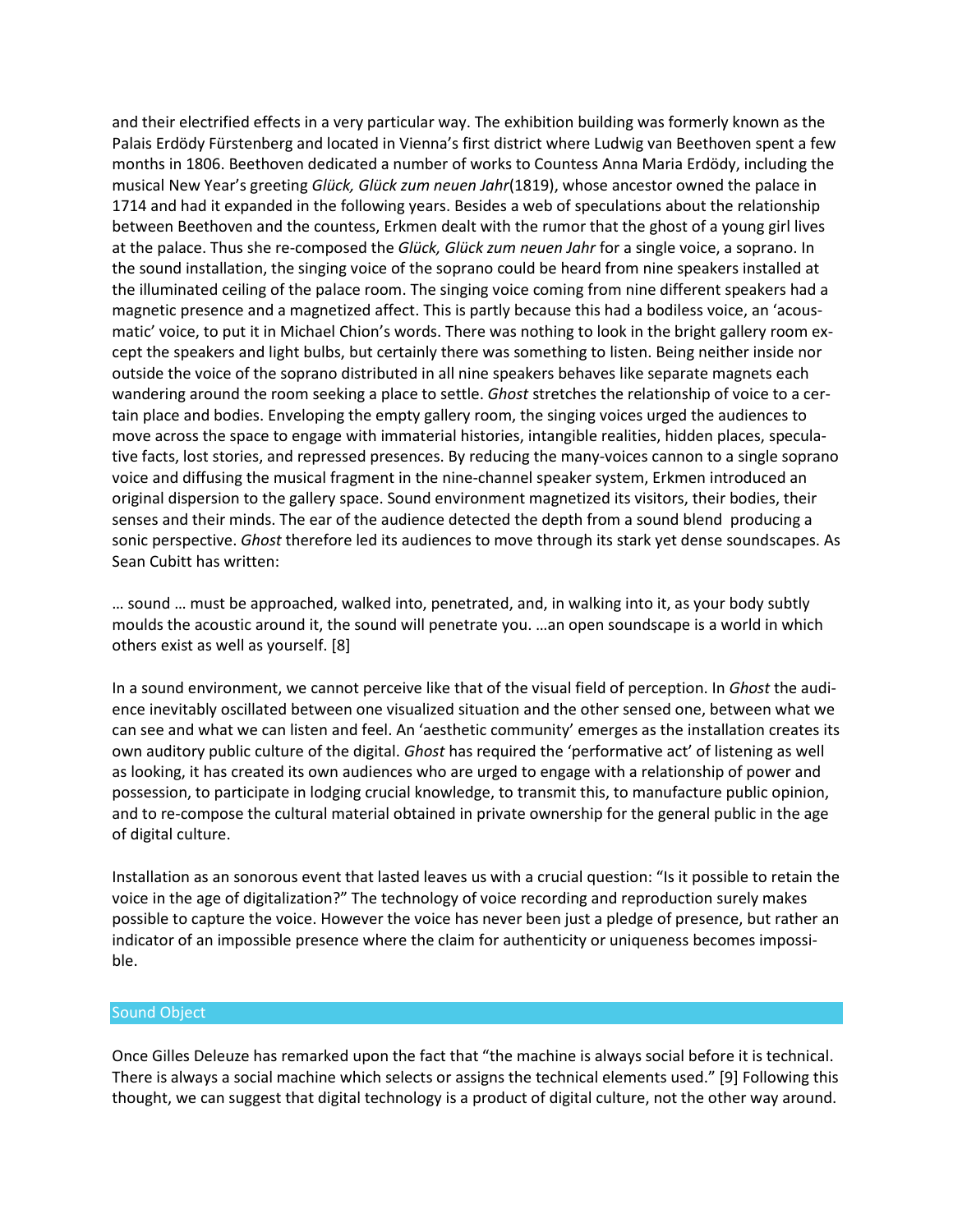and their electrified effects in a very particular way. The exhibition building was formerly known as the Palais Erdödy Fürstenberg and located in Vienna's first district where Ludwig van Beethoven spent a few months in 1806. Beethoven dedicated a number of works to Countess Anna Maria Erdödy, including the musical New Year's greeting *Glück, Glück zum neuen Jahr*(1819), whose ancestor owned the palace in 1714 and had it expanded in the following years. Besides a web of speculations about the relationship between Beethoven and the countess, Erkmen dealt with the rumor that the ghost of a young girl lives at the palace. Thus she re-composed the *Glück, Glück zum neuen Jahr* for a single voice, a soprano. In the sound installation, the singing voice of the soprano could be heard from nine speakers installed at the illuminated ceiling of the palace room. The singing voice coming from nine different speakers had a magnetic presence and a magnetized affect. This is partly because this had a bodiless voice, an 'acousmatic' voice, to put it in Michael Chion's words. There was nothing to look in the bright gallery room except the speakers and light bulbs, but certainly there was something to listen. Being neither inside nor outside the voice of the soprano distributed in all nine speakers behaves like separate magnets each wandering around the room seeking a place to settle. *Ghost* stretches the relationship of voice to a certain place and bodies. Enveloping the empty gallery room, the singing voices urged the audiences to move across the space to engage with immaterial histories, intangible realities, hidden places, speculative facts, lost stories, and repressed presences. By reducing the many-voices cannon to a single soprano voice and diffusing the musical fragment in the nine-channel speaker system, Erkmen introduced an original dispersion to the gallery space. Sound environment magnetized its visitors, their bodies, their senses and their minds. The ear of the audience detected the depth from a sound blend producing a sonic perspective. *Ghost* therefore led its audiences to move through its stark yet dense soundscapes. As Sean Cubitt has written:

… sound … must be approached, walked into, penetrated, and, in walking into it, as your body subtly moulds the acoustic around it, the sound will penetrate you. …an open soundscape is a world in which others exist as well as yourself. [8]

In a sound environment, we cannot perceive like that of the visual field of perception. In *Ghost* the audience inevitably oscillated between one visualized situation and the other sensed one, between what we can see and what we can listen and feel. An 'aesthetic community' emerges as the installation creates its own auditory public culture of the digital. *Ghost* has required the 'performative act' of listening as well as looking, it has created its own audiences who are urged to engage with a relationship of power and possession, to participate in lodging crucial knowledge, to transmit this, to manufacture public opinion, and to re-compose the cultural material obtained in private ownership for the general public in the age of digital culture.

Installation as an sonorous event that lasted leaves us with a crucial question: "Is it possible to retain the voice in the age of digitalization?" The technology of voice recording and reproduction surely makes possible to capture the voice. However the voice has never been just a pledge of presence, but rather an indicator of an impossible presence where the claim for authenticity or uniqueness becomes impossible.

## Sound Object

Once Gilles Deleuze has remarked upon the fact that "the machine is always social before it is technical. There is always a social machine which selects or assigns the technical elements used." [9] Following this thought, we can suggest that digital technology is a product of digital culture, not the other way around.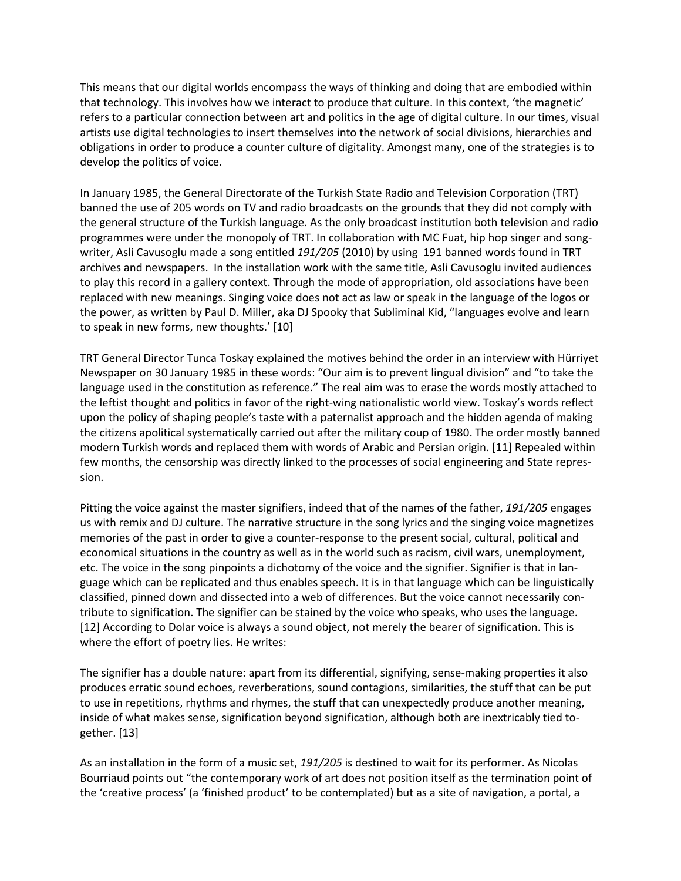This means that our digital worlds encompass the ways of thinking and doing that are embodied within that technology. This involves how we interact to produce that culture. In this context, 'the magnetic' refers to a particular connection between art and politics in the age of digital culture. In our times, visual artists use digital technologies to insert themselves into the network of social divisions, hierarchies and obligations in order to produce a counter culture of digitality. Amongst many, one of the strategies is to develop the politics of voice.

In January 1985, the General Directorate of the Turkish State Radio and Television Corporation (TRT) banned the use of 205 words on TV and radio broadcasts on the grounds that they did not comply with the general structure of the Turkish language. As the only broadcast institution both television and radio programmes were under the monopoly of TRT. In collaboration with MC Fuat, hip hop singer and song-writer, Asli Cavusoglu made a song entitled *191/205* (2010) by using 191 banned words found in TRT archives and newspapers. In the installation work with the same title, Asli Cavusoglu invited audiences to play this record in a gallery context. Through the mode of appropriation, old associations have been replaced with new meanings. Singing voice does not act as law or speak in the language of the logos or the power, as written by Paul D. Miller, aka DJ Spooky that Subliminal Kid, "languages evolve and learn to speak in new forms, new thoughts.' [10]

TRT General Director Tunca Toskay explained the motives behind the order in an interview with Hürriyet Newspaper on 30 January 1985 in these words: "Our aim is to prevent lingual division" and "to take the language used in the constitution as reference." The real aim was to erase the words mostly attached to the leftist thought and politics in favor of the right-wing nationalistic world view. Toskay's words reflect upon the policy of shaping people's taste with a paternalist approach and the hidden agenda of making the citizens apolitical systematically carried out after the military coup of 1980. The order mostly banned modern Turkish words and replaced them with words of Arabic and Persian origin. [11] Repealed within few months, the censorship was directly linked to the processes of social engineering and State repression.

Pitting the voice against the master signifiers, indeed that of the names of the father, *191/205* engages us with remix and DJ culture. The narrative structure in the song lyrics and the singing voice magnetizes memories of the past in order to give a counter-response to the present social, cultural, political and economical situations in the country as well as in the world such as racism, civil wars, unemployment, etc. The voice in the song pinpoints a dichotomy of the voice and the signifier. Signifier is that in language which can be replicated and thus enables speech. It is in that language which can be linguistically classified, pinned down and dissected into a web of differences. But the voice cannot necessarily contribute to signification. The signifier can be stained by the voice who speaks, who uses the language. [12] According to Dolar voice is always a sound object, not merely the bearer of signification. This is where the effort of poetry lies. He writes:

The signifier has a double nature: apart from its differential, signifying, sense-making properties it also produces erratic sound echoes, reverberations, sound contagions, similarities, the stuff that can be put to use in repetitions, rhythms and rhymes, the stuff that can unexpectedly produce another meaning, inside of what makes sense, signification beyond signification, although both are inextricably tied together. [13]

As an installation in the form of a music set, *191/205* is destined to wait for its performer. As Nicolas Bourriaud points out "the contemporary work of art does not position itself as the termination point of the 'creative process' (a 'finished product' to be contemplated) but as a site of navigation, a portal, a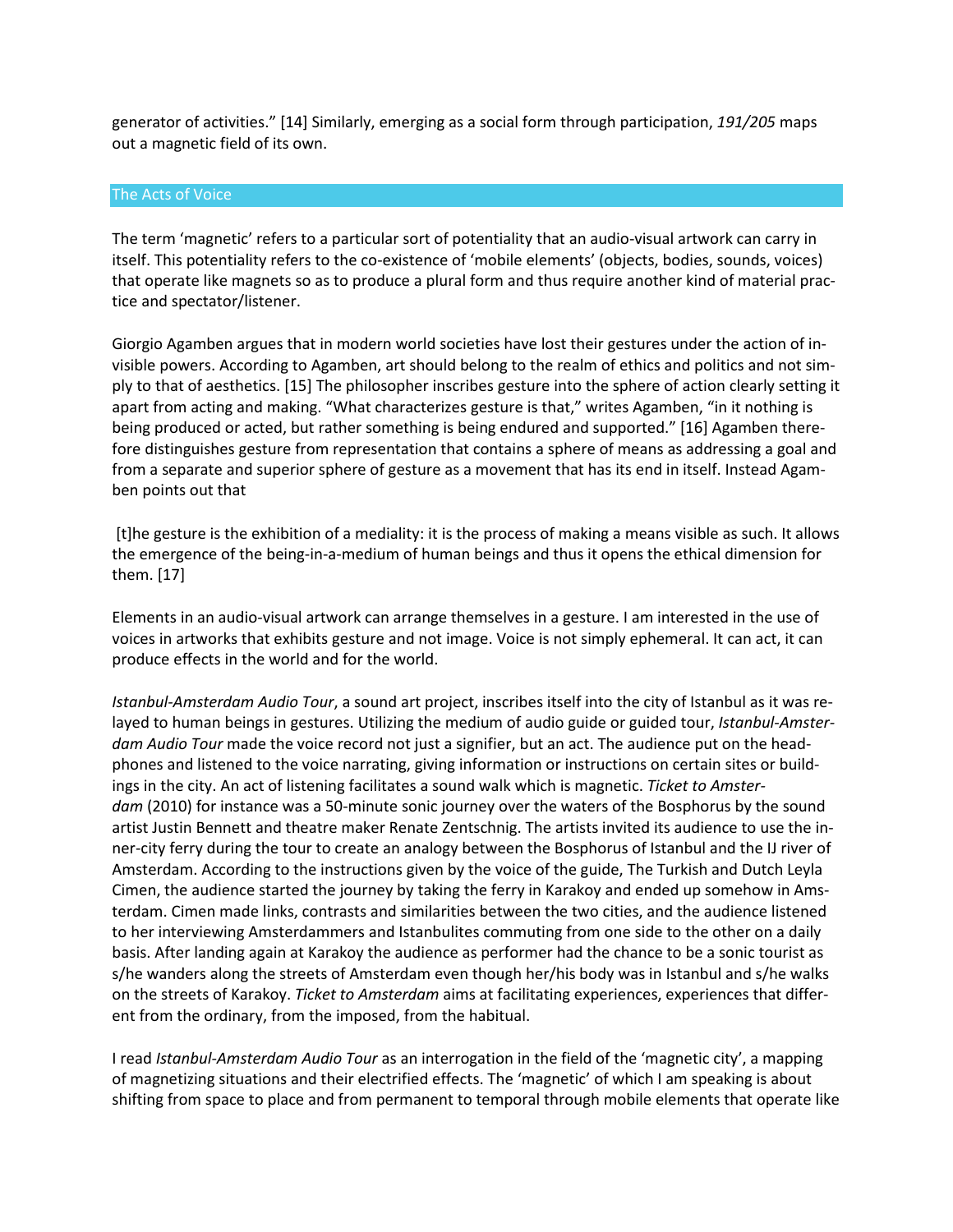generator of activities." [14] Similarly, emerging as a social form through participation, *191/205* maps out a magnetic field of its own.

## The Acts of Voice

The term 'magnetic' refers to a particular sort of potentiality that an audio-visual artwork can carry in itself. This potentiality refers to the co-existence of 'mobile elements' (objects, bodies, sounds, voices) that operate like magnets so as to produce a plural form and thus require another kind of material practice and spectator/listener.

Giorgio Agamben argues that in modern world societies have lost their gestures under the action of invisible powers. According to Agamben, art should belong to the realm of ethics and politics and not simply to that of aesthetics. [15] The philosopher inscribes gesture into the sphere of action clearly setting it apart from acting and making. "What characterizes gesture is that," writes Agamben, "in it nothing is being produced or acted, but rather something is being endured and supported." [16] Agamben therefore distinguishes gesture from representation that contains a sphere of means as addressing a goal and from a separate and superior sphere of gesture as a movement that has its end in itself. Instead Agamben points out that

> [t]he gesture is the exhibition of a mediality: it is the process of making a means visible as such. It allows the emergence of the being-in-a-medium of human beings and thus it opens the ethical dimension for them. [17]

Elements in an audio-visual artwork can arrange themselves in a gesture. I am interested in the use of voices in artworks that exhibits gesture and not image. Voice is not simply ephemeral. It can act, it can produce effects in the world and for the world.

*Istanbul-Amsterdam Audio Tour*, a sound art project, inscribes itself into the city of Istanbul as it was relayed to human beings in gestures. Utilizing the medium of audio guide or guided tour, *Istanbul-Amsterdam Audio Tour* made the voice record not just a signifier, but an act. The audience put on the headphones and listened to the voice narrating, giving information or instructions on certain sites or buildings in the city. An act of listening facilitates a sound walk which is magnetic. *Ticket to Amsterdam* (2010) for instance was a 50-minute sonic journey over the waters of the Bosphorus by the sound artist Justin Bennett and theatre maker Renate Zentschnig. The artists invited its audience to use the inner-city ferry during the tour to create an analogy between the Bosphorus of Istanbul and the IJ river of Amsterdam. According to the instructions given by the voice of the guide, The Turkish and Dutch Leyla Cimen, the audience started the journey by taking the ferry in Karakoy and ended up somehow in Amsterdam. Cimen made links, contrasts and similarities between the two cities, and the audience listened to her interviewing Amsterdammers and Istanbulites commuting from one side to the other on a daily basis. After landing again at Karakoy the audience as performer had the chance to be a sonic tourist as s/he wanders along the streets of Amsterdam even though her/his body was in Istanbul and s/he walks on the streets of Karakoy. *Ticket to Amsterdam* aims at facilitating experiences, experiences that different from the ordinary, from the imposed, from the habitual.

I read *Istanbul-Amsterdam Audio Tour* as an interrogation in the field of the 'magnetic city', a mapping of magnetizing situations and their electrified effects. The 'magnetic' of which I am speaking is about shifting from space to place and from permanent to temporal through mobile elements that operate like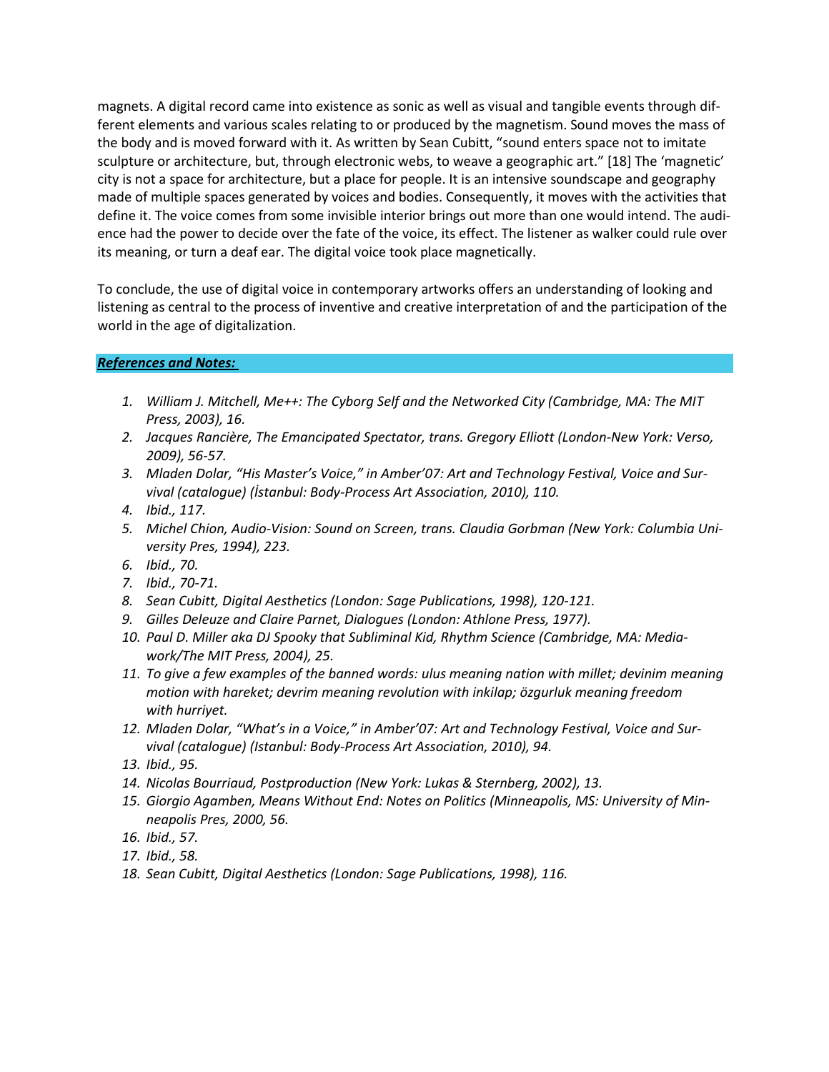magnets. A digital record came into existence as sonic as well as visual and tangible events through different elements and various scales relating to or produced by the magnetism. Sound moves the mass of the body and is moved forward with it. As written by Sean Cubitt, "sound enters space not to imitate sculpture or architecture, but, through electronic webs, to weave a geographic art." [18] The 'magnetic' city is not a space for architecture, but a place for people. It is an intensive soundscape and geography made of multiple spaces generated by voices and bodies. Consequently, it moves with the activities that define it. The voice comes from some invisible interior brings out more than one would intend. The audience had the power to decide over the fate of the voice, its effect. The listener as walker could rule over its meaning, or turn a deaf ear. The digital voice took place magnetically.

To conclude, the use of digital voice in contemporary artworks offers an understanding of looking and listening as central to the process of inventive and creative interpretation of and the participation of the world in the age of digitalization.

### ***References and Notes:***

1. *William J. Mitchell, Me++: The Cyborg Self and the Networked City (Cambridge, MA: The MIT Press, 2003), 16.*
2. *Jacques Rancière, The Emancipated Spectator, trans. Gregory Elliott (London-New York: Verso, 2009), 56-57.*
3. *Mladen Dolar, "His Master's Voice," in Amber'07: Art and Technology Festival, Voice and Survival (catalogue) (İstanbul: Body-Process Art Association, 2010), 110.*
4. *Ibid., 117.*
5. *Michel Chion, Audio-Vision: Sound on Screen, trans. Claudia Gorbman (New York: Columbia University Pres, 1994), 223.*
6. *Ibid., 70.*
7. *Ibid., 70-71.*
8. *Sean Cubitt, Digital Aesthetics (London: Sage Publications, 1998), 120-121.*
9. *Gilles Deleuze and Claire Parnet, Dialogues (London: Athlone Press, 1977).*
10. *Paul D. Miller aka DJ Spooky that Subliminal Kid, Rhythm Science (Cambridge, MA: Mediawork/The MIT Press, 2004), 25.*
11. *To give a few examples of the banned words: ulus meaning nation with millet; devinim meaning motion with hareket; devrim meaning revolution with inkilap; özgurluk meaning freedom with hurriyet.*
12. *Mladen Dolar, "What's in a Voice," in Amber'07: Art and Technology Festival, Voice and Survival (catalogue) (Istanbul: Body-Process Art Association, 2010), 94.*
13. *Ibid., 95.*
14. *Nicolas Bourriaud, Postproduction (New York: Lukas & Sternberg, 2002), 13.*
15. *Giorgio Agamben, Means Without End: Notes on Politics (Minneapolis, MS: University of Minneapolis Pres, 2000, 56.*
16. *Ibid., 57.*
17. *Ibid., 58.*
18. *Sean Cubitt, Digital Aesthetics (London: Sage Publications, 1998), 116.*